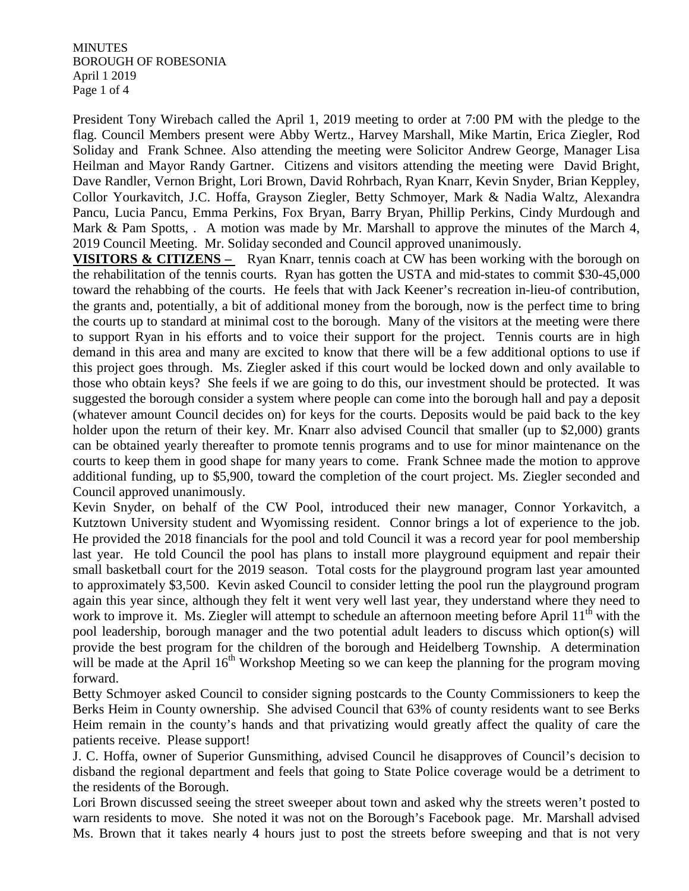President Tony Wirebach called the April 1, 2019 meeting to order at 7:00 PM with the pledge to the flag. Council Members present were Abby Wertz., Harvey Marshall, Mike Martin, Erica Ziegler, Rod Soliday and Frank Schnee. Also attending the meeting were Solicitor Andrew George, Manager Lisa Heilman and Mayor Randy Gartner. Citizens and visitors attending the meeting were David Bright, Dave Randler, Vernon Bright, Lori Brown, David Rohrbach, Ryan Knarr, Kevin Snyder, Brian Keppley, Collor Yourkavitch, J.C. Hoffa, Grayson Ziegler, Betty Schmoyer, Mark & Nadia Waltz, Alexandra Pancu, Lucia Pancu, Emma Perkins, Fox Bryan, Barry Bryan, Phillip Perkins, Cindy Murdough and Mark & Pam Spotts, . A motion was made by Mr. Marshall to approve the minutes of the March 4, 2019 Council Meeting. Mr. Soliday seconded and Council approved unanimously.

**VISITORS & CITIZENS –** Ryan Knarr, tennis coach at CW has been working with the borough on the rehabilitation of the tennis courts. Ryan has gotten the USTA and mid-states to commit $30-45,000 toward the rehabbing of the courts. He feels that with Jack Keener's recreation in-lieu-of contribution, the grants and, potentially, a bit of additional money from the borough, now is the perfect time to bring the courts up to standard at minimal cost to the borough. Many of the visitors at the meeting were there to support Ryan in his efforts and to voice their support for the project. Tennis courts are in high demand in this area and many are excited to know that there will be a few additional options to use if this project goes through. Ms. Ziegler asked if this court would be locked down and only available to those who obtain keys? She feels if we are going to do this, our investment should be protected. It was suggested the borough consider a system where people can come into the borough hall and pay a deposit (whatever amount Council decides on) for keys for the courts. Deposits would be paid back to the key holder upon the return of their key. Mr. Knarr also advised Council that smaller (up to $2,000) grants can be obtained yearly thereafter to promote tennis programs and to use for minor maintenance on the courts to keep them in good shape for many years to come. Frank Schnee made the motion to approve additional funding, up to $5,900, toward the completion of the court project. Ms. Ziegler seconded and Council approved unanimously.

Kevin Snyder, on behalf of the CW Pool, introduced their new manager, Connor Yorkavitch, a Kutztown University student and Wyomissing resident. Connor brings a lot of experience to the job. He provided the 2018 financials for the pool and told Council it was a record year for pool membership last year. He told Council the pool has plans to install more playground equipment and repair their small basketball court for the 2019 season. Total costs for the playground program last year amounted to approximately $3,500. Kevin asked Council to consider letting the pool run the playground program again this year since, although they felt it went very well last year, they understand where they need to work to improve it. Ms. Ziegler will attempt to schedule an afternoon meeting before April 11th with the pool leadership, borough manager and the two potential adult leaders to discuss which option(s) will provide the best program for the children of the borough and Heidelberg Township. A determination will be made at the April 16th Workshop Meeting so we can keep the planning for the program moving forward.

Betty Schmoyer asked Council to consider signing postcards to the County Commissioners to keep the Berks Heim in County ownership. She advised Council that 63% of county residents want to see Berks Heim remain in the county's hands and that privatizing would greatly affect the quality of care the patients receive. Please support!

J. C. Hoffa, owner of Superior Gunsmithing, advised Council he disapproves of Council's decision to disband the regional department and feels that going to State Police coverage would be a detriment to the residents of the Borough.

Lori Brown discussed seeing the street sweeper about town and asked why the streets weren't posted to warn residents to move. She noted it was not on the Borough's Facebook page. Mr. Marshall advised Ms. Brown that it takes nearly 4 hours just to post the streets before sweeping and that is not very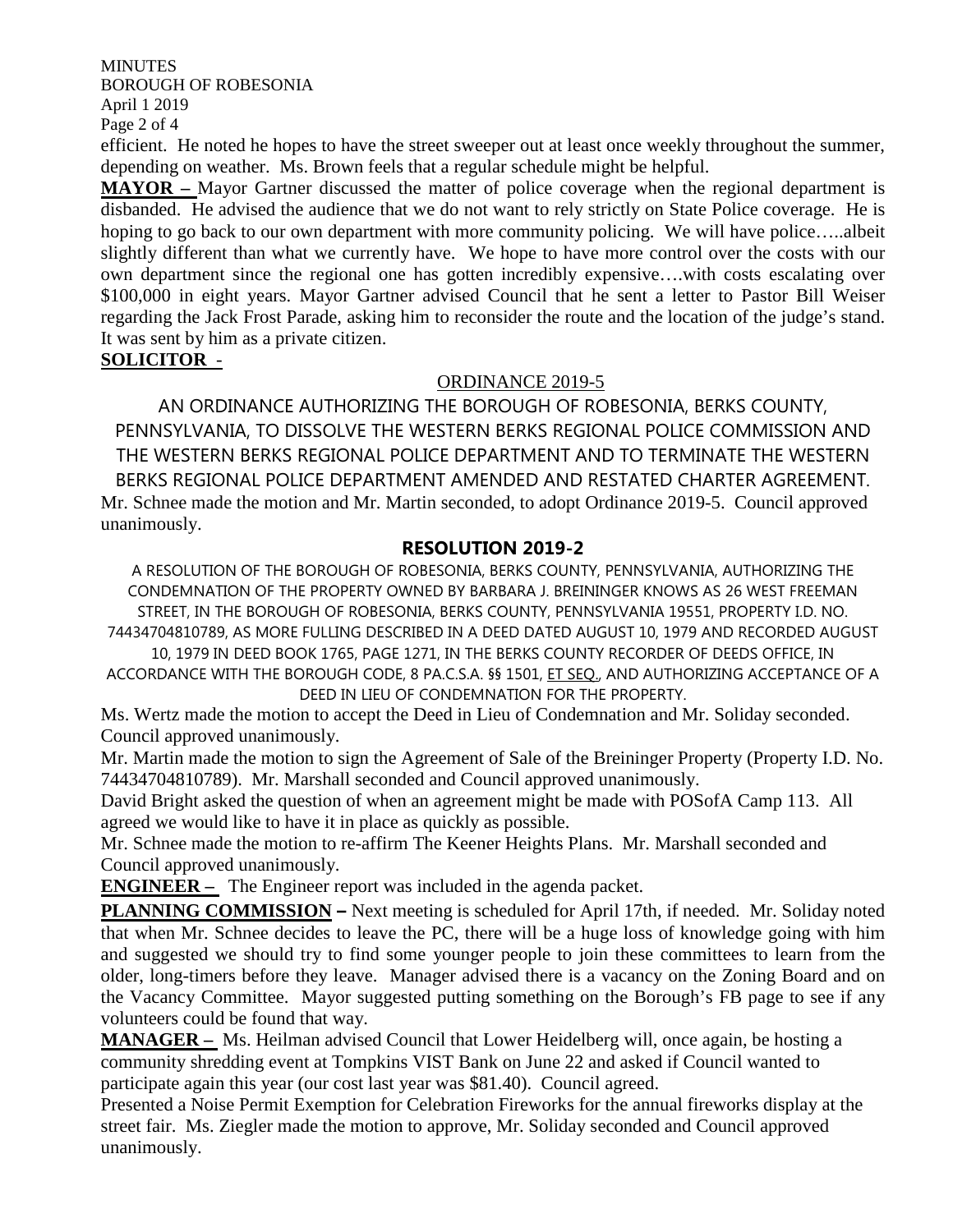efficient. He noted he hopes to have the street sweeper out at least once weekly throughout the summer, depending on weather. Ms. Brown feels that a regular schedule might be helpful.

**MAYOR –** Mayor Gartner discussed the matter of police coverage when the regional department is disbanded. He advised the audience that we do not want to rely strictly on State Police coverage. He is hoping to go back to our own department with more community policing. We will have police…..albeit slightly different than what we currently have. We hope to have more control over the costs with our own department since the regional one has gotten incredibly expensive….with costs escalating over $100,000 in eight years. Mayor Gartner advised Council that he sent a letter to Pastor Bill Weiser regarding the Jack Frost Parade, asking him to reconsider the route and the location of the judge's stand. It was sent by him as a private citizen.

**SOLICITOR -**

ORDINANCE 2019-5

AN ORDINANCE AUTHORIZING THE BOROUGH OF ROBESONIA, BERKS COUNTY, PENNSYLVANIA, TO DISSOLVE THE WESTERN BERKS REGIONAL POLICE COMMISSION AND THE WESTERN BERKS REGIONAL POLICE DEPARTMENT AND TO TERMINATE THE WESTERN BERKS REGIONAL POLICE DEPARTMENT AMENDED AND RESTATED CHARTER AGREEMENT.

Mr. Schnee made the motion and Mr. Martin seconded, to adopt Ordinance 2019-5. Council approved unanimously.

**RESOLUTION 2019-2**

A RESOLUTION OF THE BOROUGH OF ROBESONIA, BERKS COUNTY, PENNSYLVANIA, AUTHORIZING THE CONDEMNATION OF THE PROPERTY OWNED BY BARBARA J. BREININGER KNOWS AS 26 WEST FREEMAN STREET, IN THE BOROUGH OF ROBESONIA, BERKS COUNTY, PENNSYLVANIA 19551, PROPERTY I.D. NO. 74434704810789, AS MORE FULLING DESCRIBED IN A DEED DATED AUGUST 10, 1979 AND RECORDED AUGUST 10, 1979 IN DEED BOOK 1765, PAGE 1271, IN THE BERKS COUNTY RECORDER OF DEEDS OFFICE, IN ACCORDANCE WITH THE BOROUGH CODE, 8 PA.C.S.A. §§ 1501, ET SEQ., AND AUTHORIZING ACCEPTANCE OF A DEED IN LIEU OF CONDEMNATION FOR THE PROPERTY.

Ms. Wertz made the motion to accept the Deed in Lieu of Condemnation and Mr. Soliday seconded. Council approved unanimously.

Mr. Martin made the motion to sign the Agreement of Sale of the Breininger Property (Property I.D. No. 74434704810789). Mr. Marshall seconded and Council approved unanimously.

David Bright asked the question of when an agreement might be made with POSofA Camp 113. All agreed we would like to have it in place as quickly as possible.

Mr. Schnee made the motion to re-affirm The Keener Heights Plans. Mr. Marshall seconded and Council approved unanimously.

**ENGINEER –** The Engineer report was included in the agenda packet.

**PLANNING COMMISSION –** Next meeting is scheduled for April 17th, if needed. Mr. Soliday noted that when Mr. Schnee decides to leave the PC, there will be a huge loss of knowledge going with him and suggested we should try to find some younger people to join these committees to learn from the older, long-timers before they leave. Manager advised there is a vacancy on the Zoning Board and on the Vacancy Committee. Mayor suggested putting something on the Borough's FB page to see if any volunteers could be found that way.

**MANAGER –** Ms. Heilman advised Council that Lower Heidelberg will, once again, be hosting a community shredding event at Tompkins VIST Bank on June 22 and asked if Council wanted to participate again this year (our cost last year was $81.40). Council agreed.

Presented a Noise Permit Exemption for Celebration Fireworks for the annual fireworks display at the street fair. Ms. Ziegler made the motion to approve, Mr. Soliday seconded and Council approved unanimously.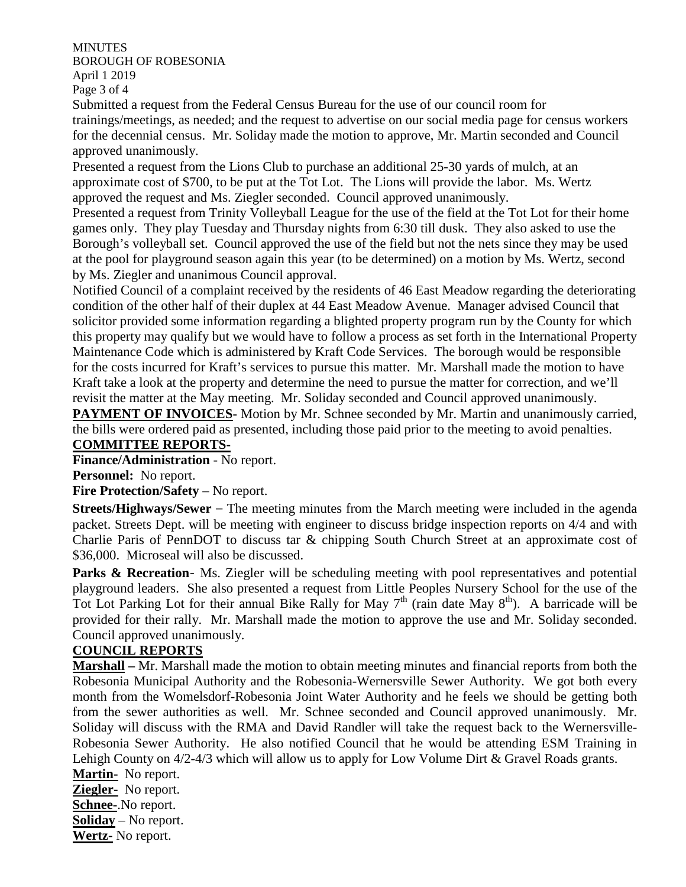Submitted a request from the Federal Census Bureau for the use of our council room for trainings/meetings, as needed; and the request to advertise on our social media page for census workers for the decennial census. Mr. Soliday made the motion to approve, Mr. Martin seconded and Council approved unanimously.

Presented a request from the Lions Club to purchase an additional 25-30 yards of mulch, at an approximate cost of $700, to be put at the Tot Lot. The Lions will provide the labor. Ms. Wertz approved the request and Ms. Ziegler seconded. Council approved unanimously.

Presented a request from Trinity Volleyball League for the use of the field at the Tot Lot for their home games only. They play Tuesday and Thursday nights from 6:30 till dusk. They also asked to use the Borough's volleyball set. Council approved the use of the field but not the nets since they may be used at the pool for playground season again this year (to be determined) on a motion by Ms. Wertz, second by Ms. Ziegler and unanimous Council approval.

Notified Council of a complaint received by the residents of 46 East Meadow regarding the deteriorating condition of the other half of their duplex at 44 East Meadow Avenue. Manager advised Council that solicitor provided some information regarding a blighted property program run by the County for which this property may qualify but we would have to follow a process as set forth in the International Property Maintenance Code which is administered by Kraft Code Services. The borough would be responsible for the costs incurred for Kraft's services to pursue this matter. Mr. Marshall made the motion to have Kraft take a look at the property and determine the need to pursue the matter for correction, and we'll revisit the matter at the May meeting. Mr. Soliday seconded and Council approved unanimously.

**PAYMENT OF INVOICES-** Motion by Mr. Schnee seconded by Mr. Martin and unanimously carried, the bills were ordered paid as presented, including those paid prior to the meeting to avoid penalties.

**COMMITTEE REPORTS-**

**Finance/Administration** - No report.

**Personnel:** No report.

**Fire Protection/Safety** – No report.

**Streets/Highways/Sewer** – The meeting minutes from the March meeting were included in the agenda packet. Streets Dept. will be meeting with engineer to discuss bridge inspection reports on 4/4 and with Charlie Paris of PennDOT to discuss tar & chipping South Church Street at an approximate cost of $36,000. Microseal will also be discussed.

**Parks & Recreation**- Ms. Ziegler will be scheduling meeting with pool representatives and potential playground leaders. She also presented a request from Little Peoples Nursery School for the use of the Tot Lot Parking Lot for their annual Bike Rally for May 7th (rain date May 8th). A barricade will be provided for their rally. Mr. Marshall made the motion to approve the use and Mr. Soliday seconded. Council approved unanimously.

**COUNCIL REPORTS**

**Marshall –** Mr. Marshall made the motion to obtain meeting minutes and financial reports from both the Robesonia Municipal Authority and the Robesonia-Wernersville Sewer Authority. We got both every month from the Womelsdorf-Robesonia Joint Water Authority and he feels we should be getting both from the sewer authorities as well. Mr. Schnee seconded and Council approved unanimously. Mr. Soliday will discuss with the RMA and David Randler will take the request back to the Wernersville-Robesonia Sewer Authority. He also notified Council that he would be attending ESM Training in Lehigh County on 4/2-4/3 which will allow us to apply for Low Volume Dirt & Gravel Roads grants.

**Martin-** No report.

**Ziegler-** No report.

**Schnee-**.No report.

**Soliday** – No report.

**Wertz-** No report.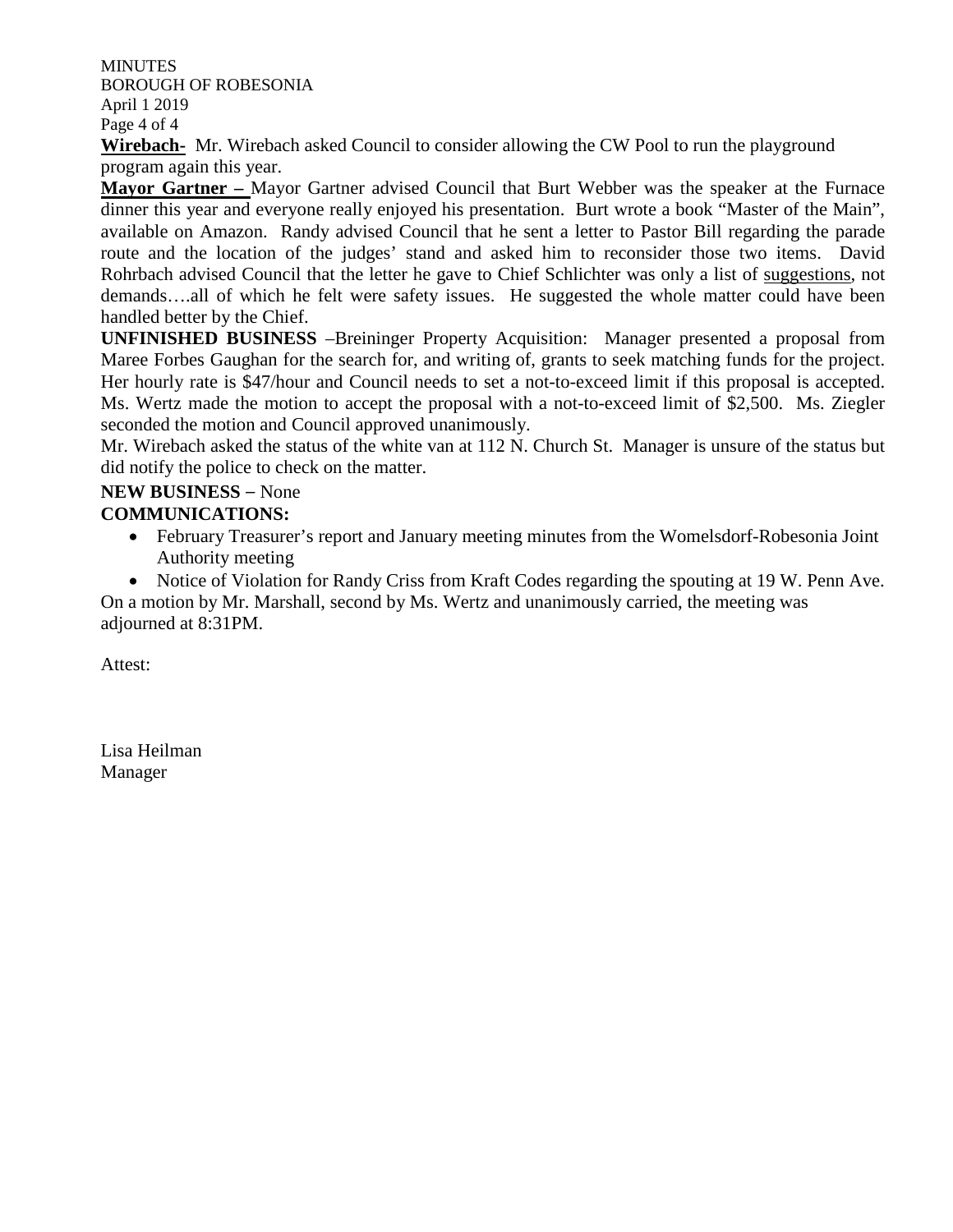**Wirebach-** Mr. Wirebach asked Council to consider allowing the CW Pool to run the playground program again this year.

**Mayor Gartner –** Mayor Gartner advised Council that Burt Webber was the speaker at the Furnace dinner this year and everyone really enjoyed his presentation. Burt wrote a book "Master of the Main", available on Amazon. Randy advised Council that he sent a letter to Pastor Bill regarding the parade route and the location of the judges' stand and asked him to reconsider those two items. David Rohrbach advised Council that the letter he gave to Chief Schlichter was only a list of suggestions, not demands….all of which he felt were safety issues. He suggested the whole matter could have been handled better by the Chief.

**UNFINISHED BUSINESS** –Breininger Property Acquisition: Manager presented a proposal from Maree Forbes Gaughan for the search for, and writing of, grants to seek matching funds for the project. Her hourly rate is $47/hour and Council needs to set a not-to-exceed limit if this proposal is accepted. Ms. Wertz made the motion to accept the proposal with a not-to-exceed limit of $2,500. Ms. Ziegler seconded the motion and Council approved unanimously.

Mr. Wirebach asked the status of the white van at 112 N. Church St. Manager is unsure of the status but did notify the police to check on the matter.

**NEW BUSINESS** – None

**COMMUNICATIONS:**

- February Treasurer's report and January meeting minutes from the Womelsdorf-Robesonia Joint Authority meeting
- Notice of Violation for Randy Criss from Kraft Codes regarding the spouting at 19 W. Penn Ave.

On a motion by Mr. Marshall, second by Ms. Wertz and unanimously carried, the meeting was adjourned at 8:31PM.

Attest:

Lisa Heilman
Manager